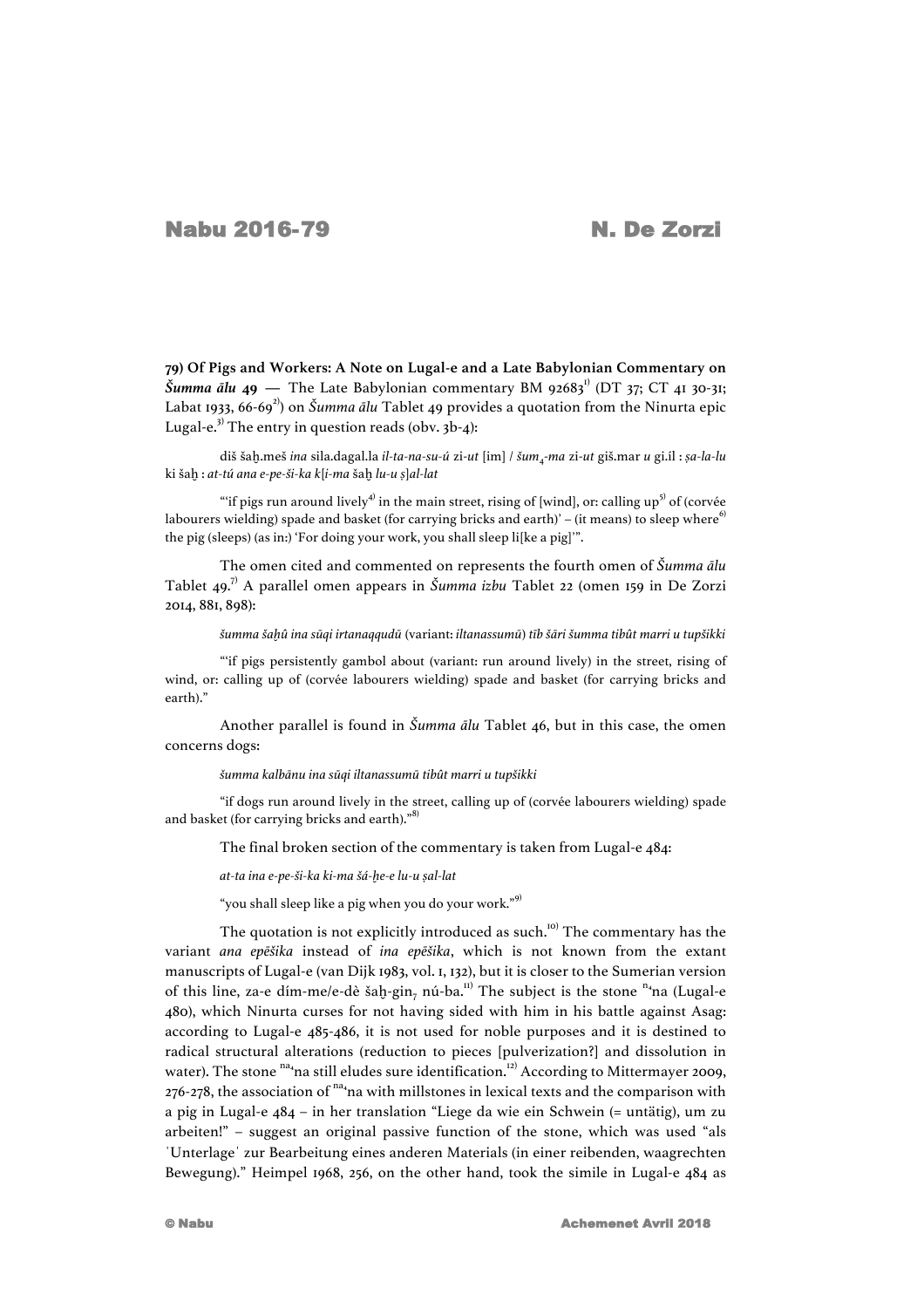# Nabu 2016-79 N. De Zorzi

**79) Of Pigs and Workers: A Note on Lugal-e and a Late Babylonian Commentary on *Šumma ālu* 49** — The Late Babylonian commentary BM 92683[1] (DT 37; CT 41 30-31; Labat 1933, 66-69[2]) on *Šumma ālu* Tablet 49 provides a quotation from the Ninurta epic Lugal-e.[3] The entry in question reads (obv. 3b-4):

> diš šaḫ.meš *ina* sila.dagal.la *il-ta-na-su-ú* zi-*ut* [im] / *šum*$_4$-*ma* zi-*ut* giš.mar *u* gi.íl : *ṣa-la-lu* ki šaḫ : *at-tú ana e-pe-ši-ka k*[*i-ma* šaḫ *lu-u ṣ*]*al-lat*
>
> "'if pigs run around lively[4] in the main street, rising of [wind], or: calling up[5] of (corvée labourers wielding) spade and basket (for carrying bricks and earth)' – (it means) to sleep where[6] the pig (sleeps) (as in:) 'For doing your work, you shall sleep li[ke a pig]'".

The omen cited and commented on represents the fourth omen of *Šumma ālu* Tablet 49.[7] A parallel omen appears in *Šumma izbu* Tablet 22 (omen 159 in De Zorzi 2014, 881, 898):

> *šumma šaḫû ina sūqi irtanaqqudū* (variant: *iltanassumū*) *tīb šāri šumma tibût marri u tupšikki*
>
> "'if pigs persistently gambol about (variant: run around lively) in the street, rising of wind, or: calling up of (corvée labourers wielding) spade and basket (for carrying bricks and earth)."

Another parallel is found in *Šumma ālu* Tablet 46, but in this case, the omen concerns dogs:

> *šumma kalbānu ina sūqi iltanassumū tibût marri u tupšikki*
>
> "if dogs run around lively in the street, calling up of (corvée labourers wielding) spade and basket (for carrying bricks and earth)."[8]

The final broken section of the commentary is taken from Lugal-e 484:

> *at-ta ina e-pe-ši-ka ki-ma šá-ḫe-e lu-u ṣal-lat*
>
> "you shall sleep like a pig when you do your work."[9]

The quotation is not explicitly introduced as such.[10] The commentary has the variant *ana epēšika* instead of *ina epēšika*, which is not known from the extant manuscripts of Lugal-e (van Dijk 1983, vol. 1, 132), but it is closer to the Sumerian version of this line, za-e dím-me/e-dè šaḫ-gin$_7$ nú-ba.[11] The subject is the stone $^{\text{na}_4}$na (Lugal-e 480), which Ninurta curses for not having sided with him in his battle against Asag: according to Lugal-e 485-486, it is not used for noble purposes and it is destined to radical structural alterations (reduction to pieces [pulverization?] and dissolution in water). The stone $^{\text{na}_4}$na still eludes sure identification.[12] According to Mittermayer 2009, 276-278, the association of $^{\text{na}_4}$na with millstones in lexical texts and the comparison with a pig in Lugal-e 484 – in her translation "Liege da wie ein Schwein (= untätig), um zu arbeiten!" – suggest an original passive function of the stone, which was used "als ˈUnterlageˈ zur Bearbeitung eines anderen Materials (in einer reibenden, waagrechten Bewegung)." Heimpel 1968, 256, on the other hand, took the simile in Lugal-e 484 as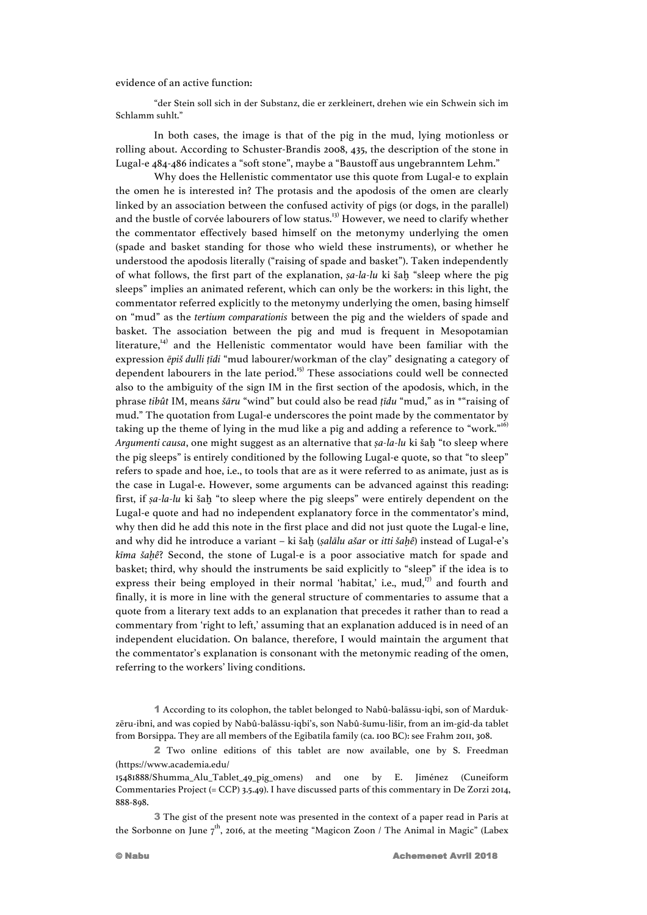evidence of an active function:

"der Stein soll sich in der Substanz, die er zerkleinert, drehen wie ein Schwein sich im Schlamm suhlt."

In both cases, the image is that of the pig in the mud, lying motionless or rolling about. According to Schuster-Brandis 2008, 435, the description of the stone in Lugal-e 484-486 indicates a "soft stone", maybe a "Baustoff aus ungebranntem Lehm."

Why does the Hellenistic commentator use this quote from Lugal-e to explain the omen he is interested in? The protasis and the apodosis of the omen are clearly linked by an association between the confused activity of pigs (or dogs, in the parallel) and the bustle of corvée labourers of low status.[13] However, we need to clarify whether the commentator effectively based himself on the metonymy underlying the omen (spade and basket standing for those who wield these instruments), or whether he understood the apodosis literally ("raising of spade and basket"). Taken independently of what follows, the first part of the explanation, *ṣa-la-lu* ki šaḫ "sleep where the pig sleeps" implies an animated referent, which can only be the workers: in this light, the commentator referred explicitly to the metonymy underlying the omen, basing himself on "mud" as the *tertium comparationis* between the pig and the wielders of spade and basket. The association between the pig and mud is frequent in Mesopotamian literature,[14] and the Hellenistic commentator would have been familiar with the expression *ēpiš dulli ṭīdi* "mud labourer/workman of the clay" designating a category of dependent labourers in the late period.[15] These associations could well be connected also to the ambiguity of the sign IM in the first section of the apodosis, which, in the phrase *tibût* IM, means *šāru* "wind" but could also be read *ṭīdu* "mud," as in *"raising of mud." The quotation from Lugal-e underscores the point made by the commentator by taking up the theme of lying in the mud like a pig and adding a reference to "work."[16] *Argumenti causa*, one might suggest as an alternative that *ṣa-la-lu* ki šaḫ "to sleep where the pig sleeps" is entirely conditioned by the following Lugal-e quote, so that "to sleep" refers to spade and hoe, i.e., to tools that are as it were referred to as animate, just as is the case in Lugal-e. However, some arguments can be advanced against this reading: first, if *ṣa-la-lu* ki šaḫ "to sleep where the pig sleeps" were entirely dependent on the Lugal-e quote and had no independent explanatory force in the commentator's mind, why then did he add this note in the first place and did not just quote the Lugal-e line, and why did he introduce a variant – ki šaḫ (*ṣalālu ašar* or *itti šaḫê*) instead of Lugal-e's *kīma šaḫê*? Second, the stone of Lugal-e is a poor associative match for spade and basket; third, why should the instruments be said explicitly to "sleep" if the idea is to express their being employed in their normal 'habitat,' i.e., mud,[17] and fourth and finally, it is more in line with the general structure of commentaries to assume that a quote from a literary text adds to an explanation that precedes it rather than to read a commentary from 'right to left,' assuming that an explanation adduced is in need of an independent elucidation. On balance, therefore, I would maintain the argument that the commentator's explanation is consonant with the metonymic reading of the omen, referring to the workers' living conditions.

---

**1** According to its colophon, the tablet belonged to Nabû-balāssu-iqbi, son of Marduk-zēru-ibni, and was copied by Nabû-balāssu-iqbi's, son Nabû-šumu-lišir, from an im-gíd-da tablet from Borsippa. They are all members of the Egibatila family (ca. 100 BC): see Frahm 2011, 308.

**2** Two online editions of this tablet are now available, one by S. Freedman (https://www.academia.edu/15481888/Shumma_Alu_Tablet_49_pig_omens) and one by E. Jiménez (Cuneiform Commentaries Project (= CCP) 3.5.49). I have discussed parts of this commentary in De Zorzi 2014, 888-898.

**3** The gist of the present note was presented in the context of a paper read in Paris at the Sorbonne on June 7th, 2016, at the meeting "Magicon Zoon / The Animal in Magic" (Labex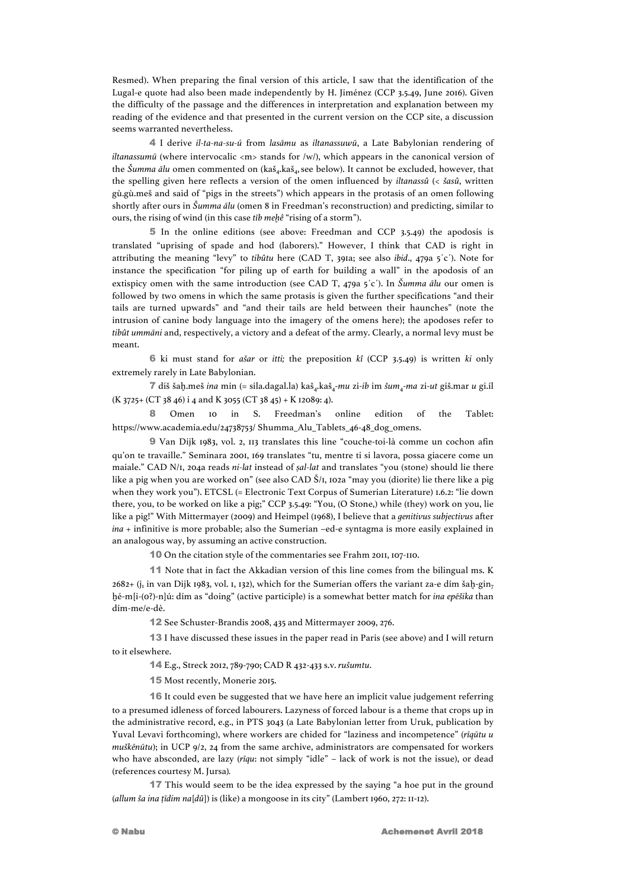Resmed). When preparing the final version of this article, I saw that the identification of the Lugal-e quote had also been made independently by H. Jiménez (CCP 3.5.49, June 2016). Given the difficulty of the passage and the differences in interpretation and explanation between my reading of the evidence and that presented in the current version on the CCP site, a discussion seems warranted nevertheless.

**4** I derive *il-ta-na-su-ú* from *lasāmu* as *iltanassuwū*, a Late Babylonian rendering of *iltanassumū* (where intervocalic <m> stands for /w/), which appears in the canonical version of the *Šumma ālu* omen commented on (kaš$_4$.kaš$_4$, see below). It cannot be excluded, however, that the spelling given here reflects a version of the omen influenced by *iltanassû* (< *šasû*, written gù.gù.meš and said of "pigs in the streets") which appears in the protasis of an omen following shortly after ours in *Šumma ālu* (omen 8 in Freedman's reconstruction) and predicting, similar to ours, the rising of wind (in this case *tīb meḫê* "rising of a storm").

**5** In the online editions (see above: Freedman and CCP 3.5.49) the apodosis is translated "uprising of spade and hod (laborers)." However, I think that CAD is right in attributing the meaning "levy" to *tibûtu* here (CAD T, 391a; see also *ibid*., 479a 5´c´). Note for instance the specification "for piling up of earth for building a wall" in the apodosis of an extispicy omen with the same introduction (see CAD T, 479a 5´c´). In *Šumma ālu* our omen is followed by two omens in which the same protasis is given the further specifications "and their tails are turned upwards" and "and their tails are held between their haunches" (note the intrusion of canine body language into the imagery of the omens here); the apodoses refer to *tibût ummāni* and, respectively, a victory and a defeat of the army. Clearly, a normal levy must be meant.

**6** ki must stand for *ašar* or *itti;* the preposition *kî* (CCP 3.5.49) is written *ki* only extremely rarely in Late Babylonian.

**7** diš šaḫ.meš *ina* min (= sila.dagal.la) kaš$_4$.kaš$_4$-*mu* zi-*ib* im *šum$_4$-ma* zi-*ut* giš.mar *u* gi.íl (K 3725+ (CT 38 46) i 4 and K 3055 (CT 38 45) + K 12089: 4).

**8** Omen 10 in S. Freedman's online edition of the Tablet: https://www.academia.edu/24738753/ Shumma_Alu_Tablets_46-48_dog_omens.

**9** Van Dijk 1983, vol. 2, 113 translates this line "couche-toi-là comme un cochon afin qu'on te travaille." Seminara 2001, 169 translates "tu, mentre ti si lavora, possa giacere come un maiale." CAD N/1, 204a reads *ni-lat* instead of *ṣal-lat* and translates "you (stone) should lie there like a pig when you are worked on" (see also CAD Š/1, 102a "may you (diorite) lie there like a pig when they work you"). ETCSL (= Electronic Text Corpus of Sumerian Literature) 1.6.2: "lie down there, you, to be worked on like a pig;" CCP 3.5.49: "You, (O Stone,) while (they) work on you, lie like a pig!" With Mittermayer (2009) and Heimpel (1968), I believe that a *genitivus subjectivus* after *ina* + infinitive is more probable; also the Sumerian –ed-e syntagma is more easily explained in an analogous way, by assuming an active construction.

**10** On the citation style of the commentaries see Frahm 2011, 107-110.

**11** Note that in fact the Akkadian version of this line comes from the bilingual ms. K 2682+ (j$_1$ in van Dijk 1983, vol. 1, 132), which for the Sumerian offers the variant za-e dím šaḫ-gin$_7$ ḫé-m[i-(0?)-n]ú: dím as "doing" (active participle) is a somewhat better match for *ina epēšika* than dím-me/e-dè.

**12** See Schuster-Brandis 2008, 435 and Mittermayer 2009, 276.

**13** I have discussed these issues in the paper read in Paris (see above) and I will return to it elsewhere.

**14** E.g., Streck 2012, 789-790; CAD R 432-433 s.v. *rušumtu*.

**15** Most recently, Monerie 2015.

**16** It could even be suggested that we have here an implicit value judgement referring to a presumed idleness of forced labourers. Lazyness of forced labour is a theme that crops up in the administrative record, e.g., in PTS 3043 (a Late Babylonian letter from Uruk, publication by Yuval Levavi forthcoming), where workers are chided for "laziness and incompetence" (*rīqūtu u muškēnūtu*); in UCP 9/2, 24 from the same archive, administrators are compensated for workers who have absconded, are lazy (*rīqu*: not simply "idle" – lack of work is not the issue), or dead (references courtesy M. Jursa).

**17** This would seem to be the idea expressed by the saying "a hoe put in the ground (*allum ša ina ṭīdim na*[*dû*]) is (like) a mongoose in its city" (Lambert 1960, 272: 11-12).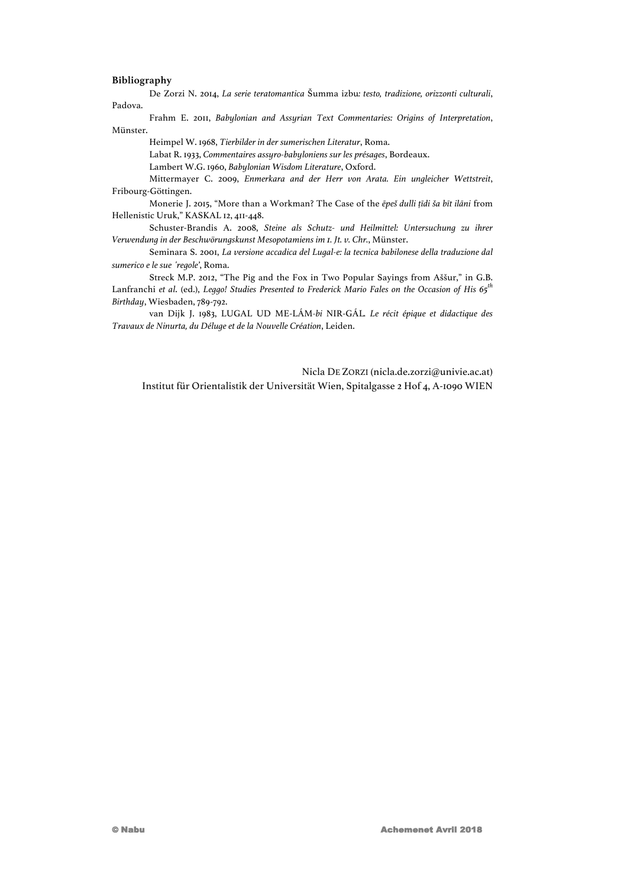**Bibliography**

De Zorzi N. 2014, *La serie teratomantica* Šumma izbu*: testo, tradizione, orizzonti culturali*, Padova.

Frahm E. 2011, *Babylonian and Assyrian Text Commentaries: Origins of Interpretation*, Münster.

Heimpel W. 1968, *Tierbilder in der sumerischen Literatur*, Roma.

Labat R. 1933, *Commentaires assyro-babyloniens sur les présages*, Bordeaux.

Lambert W.G. 1960, *Babylonian Wisdom Literature*, Oxford.

Mittermayer C. 2009, *Enmerkara and der Herr von Arata. Ein ungleicher Wettstreit*, Fribourg-Göttingen.

Monerie J. 2015, "More than a Workman? The Case of the *ēpeš dulli ṭīdi ša bīt ilāni* from Hellenistic Uruk," KASKAL 12, 411-448.

Schuster-Brandis A. 2008, *Steine als Schutz- und Heilmittel: Untersuchung zu ihrer Verwendung in der Beschwörungskunst Mesopotamiens im 1. Jt. v. Chr.*, Münster.

Seminara S. 2001, *La versione accadica del Lugal-e: la tecnica babilonese della traduzione dal sumerico e le sue 'regole'*, Roma.

Streck M.P. 2012, "The Pig and the Fox in Two Popular Sayings from Aššur," in G.B. Lanfranchi *et al.* (ed.), *Leggo! Studies Presented to Frederick Mario Fales on the Occasion of His 65th Birthday*, Wiesbaden, 789-792.

van Dijk J. 1983, LUGAL UD ME-LÁM-*bi* NIR-GÁL. *Le récit épique et didactique des Travaux de Ninurta, du Déluge et de la Nouvelle Création*, Leiden.

Nicla DE ZORZI (nicla.de.zorzi@univie.ac.at)
Institut für Orientalistik der Universität Wien, Spitalgasse 2 Hof 4, A-1090 WIEN